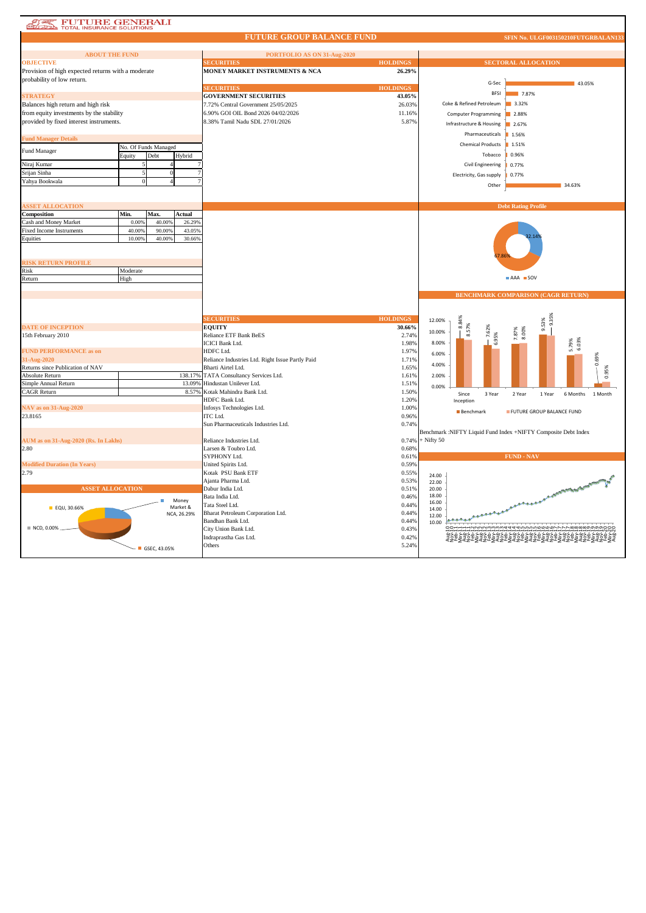FUTURE GENERALI
TOTAL INSURANCE SOLUTIONS

# FUTURE GROUP BALANCE FUND

SFIN No. ULGF003150210FUTGRBALAN133

## ABOUT THE FUND

**OBJECTIVE**

Provision of high expected returns with a moderate probability of low return.

**STRATEGY**

Balances high return and high risk from equity investments by the stability provided by fixed interest instruments.

**Fund Manager Details**

| Fund Manager | No. Of Funds Managed | | |
|---|---|---|---|
| | Equity | Debt | Hybrid |
| Niraj Kumar | 5 | 4 | 7 |
| Srijan Sinha | 5 | 0 | 7 |
| Yahya Bookwala | 0 | 4 | 7 |

**ASSET ALLOCATION**

| Composition | Min. | Max. | Actual |
|---|---|---|---|
| Cash and Money Market | 0.00% | 40.00% | 26.29% |
| Fixed Income Instruments | 40.00% | 90.00% | 43.05% |
| Equities | 10.00% | 40.00% | 30.66% |

**RISK RETURN PROFILE**

| Risk | Moderate |
|---|---|
| Return | High |

**DATE OF INCEPTION**

15th February 2010

**FUND PERFORMANCE as on 31-Aug-2020**

| Returns since Publication of NAV | |
|---|---|
| Absolute Return | 138.17% |
| Simple Annual Return | 13.09% |
| CAGR Return | 8.57% |

**NAV as on 31-Aug-2020**

23.8165

**AUM as on 31-Aug-2020 (Rs. In Lakhs)**

2.80

**Modified Duration (In Years)**

2.79

**ASSET ALLOCATION**

EQU, 30.66%; Money Market & NCA, 26.29%; GSEC, 43.05%; NCD, 0.00%

## PORTFOLIO AS ON 31-Aug-2020

| SECURITIES | HOLDINGS |
|---|---|
| **MONEY MARKET INSTRUMENTS & NCA** | **26.29%** |

| SECURITIES | HOLDINGS |
|---|---|
| **GOVERNMENT SECURITIES** | **43.05%** |
| 7.72% Central Government 25/05/2025 | 26.03% |
| 6.90% GOI OIL Bond 2026 04/02/2026 | 11.16% |
| 8.38% Tamil Nadu SDL 27/01/2026 | 5.87% |

| SECURITIES | HOLDINGS |
|---|---|
| **EQUITY** | **30.66%** |
| Reliance ETF Bank BeES | 2.74% |
| ICICI Bank Ltd. | 1.98% |
| HDFC Ltd. | 1.97% |
| Reliance Industries Ltd. Right Issue Partly Paid | 1.71% |
| Bharti Airtel Ltd. | 1.65% |
| TATA Consultancy Services Ltd. | 1.61% |
| Hindustan Unilever Ltd. | 1.51% |
| Kotak Mahindra Bank Ltd. | 1.50% |
| HDFC Bank Ltd. | 1.20% |
| Infosys Technologies Ltd. | 1.00% |
| ITC Ltd. | 0.96% |
| Sun Pharmaceuticals Industries Ltd. | 0.74% |
| Reliance Industries Ltd. | 0.74% |
| Larsen & Toubro Ltd. | 0.68% |
| SYPHONY Ltd. | 0.61% |
| United Spirits Ltd. | 0.59% |
| Kotak PSU Bank ETF | 0.55% |
| Ajanta Pharma Ltd. | 0.53% |
| Dabur India Ltd. | 0.51% |
| Bata India Ltd. | 0.46% |
| Tata Steel Ltd. | 0.44% |
| Bharat Petroleum Corporation Ltd. | 0.44% |
| Bandhan Bank Ltd. | 0.44% |
| City Union Bank Ltd. | 0.43% |
| Indraprastha Gas Ltd. | 0.42% |
| Others | 5.24% |

## SECTORAL ALLOCATION

| Sector | Allocation |
|---|---|
| G-Sec | 43.05% |
| BFSI | 7.87% |
| Coke & Refined Petroleum | 3.32% |
| Computer Programming | 2.88% |
| Infrastructure & Housing | 2.67% |
| Pharmaceuticals | 1.56% |
| Chemical Products | 1.51% |
| Tobacco | 0.96% |
| Civil Engineering | 0.77% |
| Electricity, Gas supply | 0.77% |
| Other | 34.63% |

## Debt Rating Profile

AAA: 32.14%; SOV: 67.86%

## BENCHMARK COMPARISON (CAGR RETURN)

| Period | Benchmark | FUTURE GROUP BALANCE FUND |
|---|---|---|
| Since Inception | 8.84% | 8.57% |
| 3 Year | 7.62% | 6.95% |
| 2 Year | 7.87% | 8.00% |
| 1 Year | 9.53% | 9.35% |
| 6 Months | 5.79% | 6.03% |
| 1 Month | 0.69% | 0.95% |

Benchmark :NIFTY Liquid Fund Index +NIFTY Composite Debt Index + Nifty 50

## FUND - NAV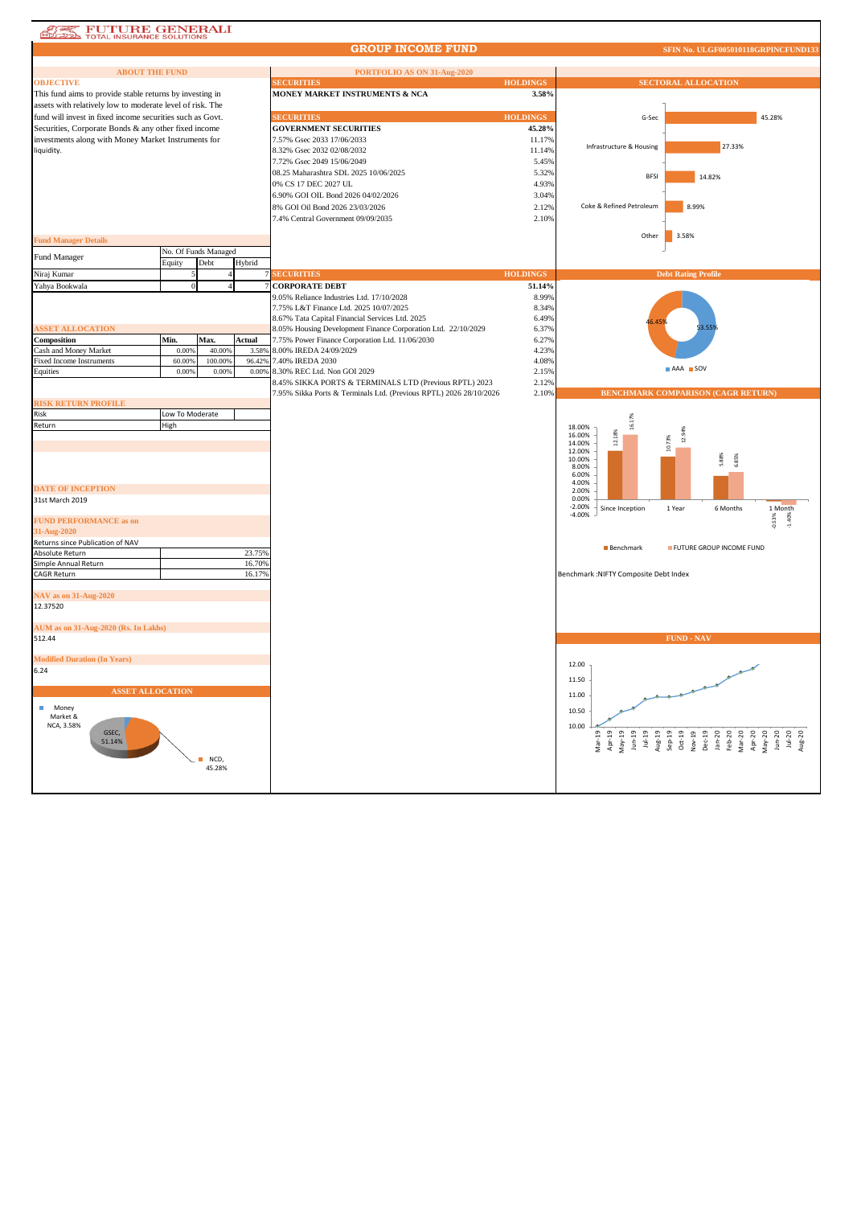FUTURE GENERALI
TOTAL INSURANCE SOLUTIONS

# GROUP INCOME FUND

SFIN No. ULGF005010118GRPINCFUND133

## ABOUT THE FUND

### OBJECTIVE

This fund aims to provide stable returns by investing in assets with relatively low to moderate level of risk. The fund will invest in fixed income securities such as Govt. Securities, Corporate Bonds & any other fixed income investments along with Money Market Instruments for liquidity.

### Fund Manager Details

| Fund Manager | No. Of Funds Managed | | |
|---|---|---|---|
| | Equity | Debt | Hybrid |
| Niraj Kumar | 5 | 4 | 7 |
| Yahya Bookwala | 0 | 4 | 7 |

### ASSET ALLOCATION

| Composition | Min. | Max. | Actual |
|---|---|---|---|
| Cash and Money Market | 0.00% | 40.00% | 3.58% |
| Fixed Income Instruments | 60.00% | 100.00% | 96.42% |
| Equities | 0.00% | 0.00% | 0.00% |

### RISK RETURN PROFILE

| | |
|---|---|
| Risk | Low To Moderate |
| Return | High |

### DATE OF INCEPTION

31st March 2019

### FUND PERFORMANCE as on 31-Aug-2020

| Returns since Publication of NAV | |
|---|---|
| Absolute Return | 23.75% |
| Simple Annual Return | 16.70% |
| CAGR Return | 16.17% |

### NAV as on 31-Aug-2020

12.37520

### AUM as on 31-Aug-2020 (Rs. In Lakhs)

512.44

### Modified Duration (In Years)

6.24

### ASSET ALLOCATION

Money Market & NCA, 3.58%; GSEC, 51.14%; NCD, 45.28%

## PORTFOLIO AS ON 31-Aug-2020

| SECURITIES | HOLDINGS |
|---|---|
| **MONEY MARKET INSTRUMENTS & NCA** | **3.58%** |

| SECURITIES | HOLDINGS |
|---|---|
| **GOVERNMENT SECURITIES** | **45.28%** |
| 7.57% Gsec 2033 17/06/2033 | 11.17% |
| 8.32% Gsec 2032 02/08/2032 | 11.14% |
| 7.72% Gsec 2049 15/06/2049 | 5.45% |
| 08.25 Maharashtra SDL 2025 10/06/2025 | 5.32% |
| 0% CS 17 DEC 2027 UL | 4.93% |
| 6.90% GOI OIL Bond 2026 04/02/2026 | 3.04% |
| 8% GOI Oil Bond 2026 23/03/2026 | 2.12% |
| 7.4% Central Government 09/09/2035 | 2.10% |

| SECURITIES | HOLDINGS |
|---|---|
| **CORPORATE DEBT** | **51.14%** |
| 9.05% Reliance Industries Ltd. 17/10/2028 | 8.99% |
| 7.75% L&T Finance Ltd. 2025 10/07/2025 | 8.34% |
| 8.67% Tata Capital Financial Services Ltd. 2025 | 6.49% |
| 8.05% Housing Development Finance Corporation Ltd. 22/10/2029 | 6.37% |
| 7.75% Power Finance Corporation Ltd. 11/06/2030 | 6.27% |
| 8.00% IREDA 24/09/2029 | 4.23% |
| 7.40% IREDA 2030 | 4.08% |
| 8.30% REC Ltd. Non GOI 2029 | 2.15% |
| 8.45% SIKKA PORTS & TERMINALS LTD (Previous RPTL) 2023 | 2.12% |
| 7.95% Sikka Ports & Terminals Ltd. (Previous RPTL) 2026 28/10/2026 | 2.10% |

## SECTORAL ALLOCATION

| Sector | Allocation |
|---|---|
| G-Sec | 45.28% |
| Infrastructure & Housing | 27.33% |
| BFSI | 14.82% |
| Coke & Refined Petroleum | 8.99% |
| Other | 3.58% |

## Debt Rating Profile

AAA: 53.55%; SOV: 46.45%

## BENCHMARK COMPARISON (CAGR RETURN)

| | Since Inception | 1 Year | 6 Months | 1 Month |
|---|---|---|---|---|
| Benchmark | 12.18% | 10.73% | 5.88% | -0.53% |
| FUTURE GROUP INCOME FUND | 16.17% | 12.94% | 6.85% | -1.40% |

Benchmark :NIFTY Composite Debt Index

## FUND - NAV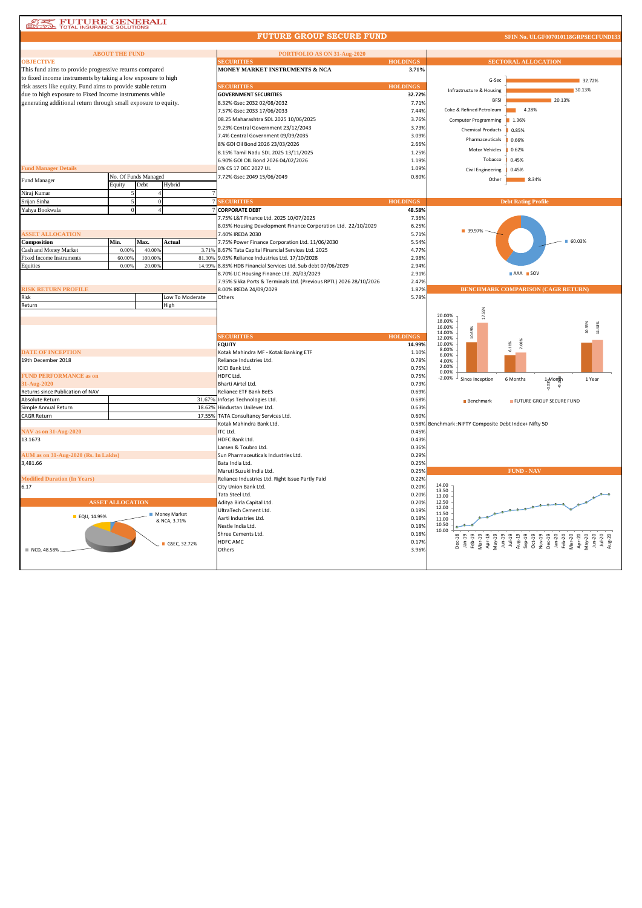FUTURE GENERALI
TOTAL INSURANCE SOLUTIONS

# FUTURE GROUP SECURE FUND

SFIN No. ULGF007010118GRPSECFUND133

## ABOUT THE FUND

### OBJECTIVE

This fund aims to provide progressive returns compared to fixed income instruments by taking a low exposure to high risk assets like equity. Fund aims to provide stable return due to high exposure to Fixed Income instruments while generating additional return through small exposure to equity.

### Fund Manager Details

| Fund Manager | No. Of Funds Managed | | |
|---|---|---|---|
| | Equity | Debt | Hybrid |
| Niraj Kumar | 5 | 4 | 7 |
| Srijan Sinha | 5 | 0 | 7 |
| Yahya Bookwala | 0 | 4 | 7 |

### ASSET ALLOCATION

| Composition | Min. | Max. | Actual |
|---|---|---|---|
| Cash and Money Market | 0.00% | 40.00% | 3.71% |
| Fixed Income Instruments | 60.00% | 100.00% | 81.30% |
| Equities | 0.00% | 20.00% | 14.99% |

### RISK RETURN PROFILE

| | |
|---|---|
| Risk | Low To Moderate |
| Return | High |

### DATE OF INCEPTION

19th December 2018

### FUND PERFORMANCE as on 31-Aug-2020

| Returns since Publication of NAV | |
|---|---|
| Absolute Return | 31.67% |
| Simple Annual Return | 18.62% |
| CAGR Return | 17.55% |

### NAV as on 31-Aug-2020

13.1673

### AUM as on 31-Aug-2020 (Rs. In Lakhs)

3,481.66

### Modified Duration (In Years)

6.17

### ASSET ALLOCATION

EQU, 14.99%
Money Market & NCA, 3.71%
GSEC, 32.72%
NCD, 48.58%

## PORTFOLIO AS ON 31-Aug-2020

| SECURITIES | HOLDINGS |
|---|---|
| **MONEY MARKET INSTRUMENTS & NCA** | **3.71%** |

| SECURITIES | HOLDINGS |
|---|---|
| **GOVERNMENT SECURITIES** | **32.72%** |
| 8.32% Gsec 2032 02/08/2032 | 7.71% |
| 7.57% Gsec 2033 17/06/2033 | 7.44% |
| 08.25 Maharashtra SDL 2025 10/06/2025 | 3.76% |
| 9.23% Central Government 23/12/2043 | 3.73% |
| 7.4% Central Government 09/09/2035 | 3.09% |
| 8% GOI Oil Bond 2026 23/03/2026 | 2.66% |
| 8.15% Tamil Nadu SDL 2025 13/11/2025 | 1.25% |
| 6.90% GOI OIL Bond 2026 04/02/2026 | 1.19% |
| 0% CS 17 DEC 2027 UL | 1.09% |
| 7.72% Gsec 2049 15/06/2049 | 0.80% |

| SECURITIES | HOLDINGS |
|---|---|
| **CORPORATE DEBT** | **48.58%** |
| 7.75% L&T Finance Ltd. 2025 10/07/2025 | 7.36% |
| 8.05% Housing Development Finance Corporation Ltd. 22/10/2029 | 6.25% |
| 7.40% IREDA 2030 | 5.71% |
| 7.75% Power Finance Corporation Ltd. 11/06/2030 | 5.54% |
| 8.67% Tata Capital Financial Services Ltd. 2025 | 4.77% |
| 9.05% Reliance Industries Ltd. 17/10/2028 | 2.98% |
| 8.85% HDB Financial Services Ltd. Sub debt 07/06/2029 | 2.94% |
| 8.70% LIC Housing Finance Ltd. 20/03/2029 | 2.91% |
| 7.95% Sikka Ports & Terminals Ltd. (Previous RPTL) 2026 28/10/2026 | 2.47% |
| 8.00% IREDA 24/09/2029 | 1.87% |
| Others | 5.78% |

| SECURITIES | HOLDINGS |
|---|---|
| **EQUITY** | **14.99%** |
| Kotak Mahindra MF - Kotak Banking ETF | 1.10% |
| Reliance Industries Ltd. | 0.78% |
| ICICI Bank Ltd. | 0.75% |
| HDFC Ltd. | 0.75% |
| Bharti Airtel Ltd. | 0.73% |
| Reliance ETF Bank BeES | 0.69% |
| Infosys Technologies Ltd. | 0.68% |
| Hindustan Unilever Ltd. | 0.63% |
| TATA Consultancy Services Ltd. | 0.60% |
| Kotak Mahindra Bank Ltd. | 0.58% |
| ITC Ltd. | 0.45% |
| HDFC Bank Ltd. | 0.43% |
| Larsen & Toubro Ltd. | 0.36% |
| Sun Pharmaceuticals Industries Ltd. | 0.29% |
| Bata India Ltd. | 0.25% |
| Maruti Suzuki India Ltd. | 0.25% |
| Reliance Industries Ltd. Right Issue Partly Paid | 0.22% |
| City Union Bank Ltd. | 0.20% |
| Tata Steel Ltd. | 0.20% |
| Aditya Birla Capital Ltd. | 0.20% |
| UltraTech Cement Ltd. | 0.19% |
| Aarti Industries Ltd. | 0.18% |
| Nestle India Ltd. | 0.18% |
| Shree Cements Ltd. | 0.18% |
| HDFC AMC | 0.17% |
| Others | 3.96% |

## SECTORAL ALLOCATION

G-Sec 32.72%
Infrastructure & Housing 30.13%
BFSI 20.13%
Coke & Refined Petroleum 4.28%
Computer Programming 1.36%
Chemical Products 0.85%
Pharmaceuticals 0.66%
Motor Vehicles 0.62%
Tobacco 0.45%
Civil Engineering 0.45%
Other 8.34%

## Debt Rating Profile

39.97%
60.03%
AAA SOV

## BENCHMARK COMPARISON (CAGR RETURN)

20.00% 18.00% 16.00% 14.00% 12.00% 10.00% 8.00% 6.00% 4.00% 2.00% 0.00% -2.00%
10.69% 17.55% 6.11% 7.06% -0.07% -0.21% 10.55% 11.48%
Since Inception 6 Months 1 Month 1 Year
Benchmark FUTURE GROUP SECURE FUND

Benchmark :NIFTY Composite Debt Index+ Nifty 50

## FUND - NAV

14.00 13.50 13.00 12.50 12.00 11.50 11.00 10.50 10.00
Dec-18 Jan-19 Feb-19 Mar-19 Apr-19 May-19 Jun-19 Jul-19 Aug-19 Sep-19 Oct-19 Nov-19 Dec-19 Jan-20 Feb-20 Mar-20 Apr-20 May-20 Jun-20 Jul-20 Aug-20